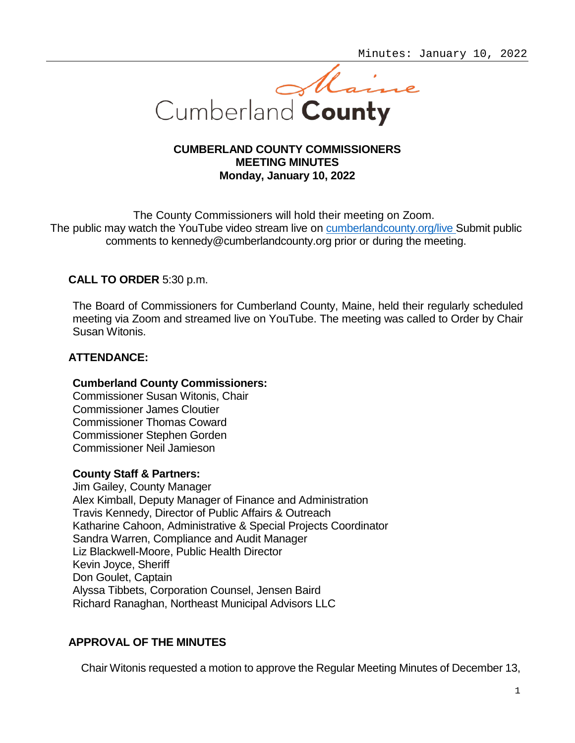Cumberland County Maine

**CUMBERLAND COUNTY COMMISSIONERS**
**MEETING MINUTES**
**Monday, January 10, 2022**

The County Commissioners will hold their meeting on Zoom.
The public may watch the YouTube video stream live on cumberlandcounty.org/live Submit public comments to kennedy@cumberlandcounty.org prior or during the meeting.

**CALL TO ORDER** 5:30 p.m.

The Board of Commissioners for Cumberland County, Maine, held their regularly scheduled meeting via Zoom and streamed live on YouTube. The meeting was called to Order by Chair Susan Witonis.

**ATTENDANCE:**

**Cumberland County Commissioners:**
Commissioner Susan Witonis, Chair
Commissioner James Cloutier
Commissioner Thomas Coward
Commissioner Stephen Gorden
Commissioner Neil Jamieson

**County Staff & Partners:**
Jim Gailey, County Manager
Alex Kimball, Deputy Manager of Finance and Administration
Travis Kennedy, Director of Public Affairs & Outreach
Katharine Cahoon, Administrative & Special Projects Coordinator
Sandra Warren, Compliance and Audit Manager
Liz Blackwell-Moore, Public Health Director
Kevin Joyce, Sheriff
Don Goulet, Captain
Alyssa Tibbets, Corporation Counsel, Jensen Baird
Richard Ranaghan, Northeast Municipal Advisors LLC

**APPROVAL OF THE MINUTES**

Chair Witonis requested a motion to approve the Regular Meeting Minutes of December 13,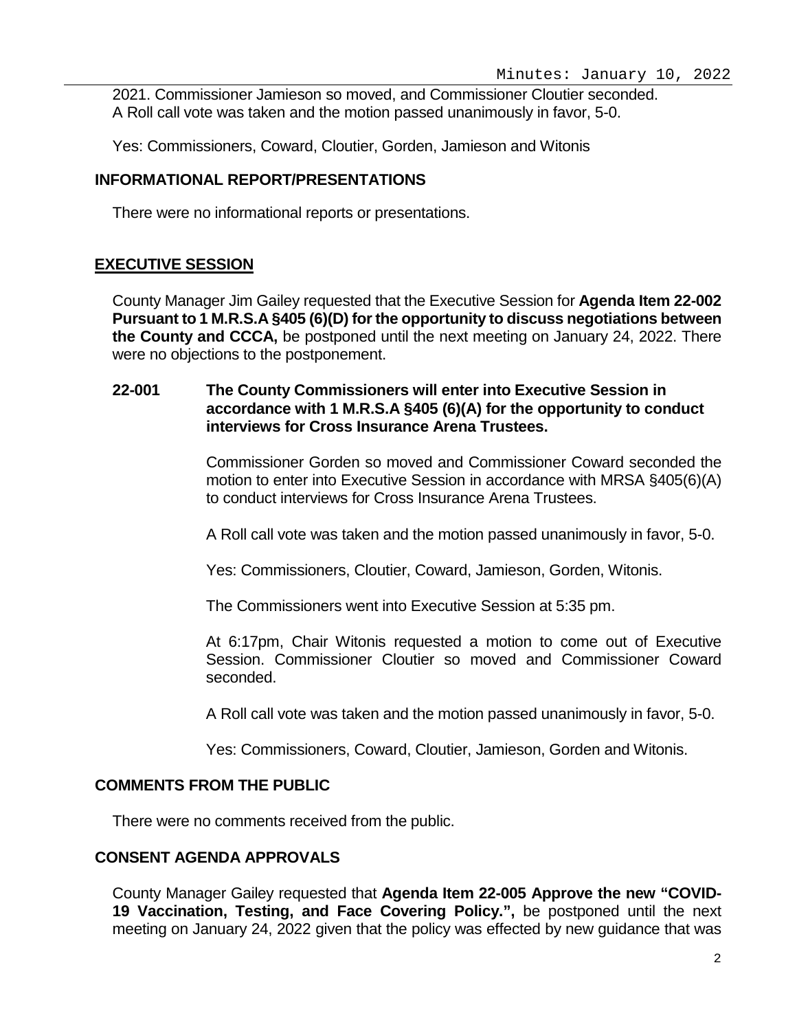2021. Commissioner Jamieson so moved, and Commissioner Cloutier seconded. A Roll call vote was taken and the motion passed unanimously in favor, 5-0.

Yes: Commissioners, Coward, Cloutier, Gorden, Jamieson and Witonis

## INFORMATIONAL REPORT/PRESENTATIONS

There were no informational reports or presentations.

## EXECUTIVE SESSION

County Manager Jim Gailey requested that the Executive Session for **Agenda Item 22-002 Pursuant to 1 M.R.S.A §405 (6)(D) for the opportunity to discuss negotiations between the County and CCCA,** be postponed until the next meeting on January 24, 2022. There were no objections to the postponement.

**22-001 The County Commissioners will enter into Executive Session in accordance with 1 M.R.S.A §405 (6)(A) for the opportunity to conduct interviews for Cross Insurance Arena Trustees.**

Commissioner Gorden so moved and Commissioner Coward seconded the motion to enter into Executive Session in accordance with MRSA §405(6)(A) to conduct interviews for Cross Insurance Arena Trustees.

A Roll call vote was taken and the motion passed unanimously in favor, 5-0.

Yes: Commissioners, Cloutier, Coward, Jamieson, Gorden, Witonis.

The Commissioners went into Executive Session at 5:35 pm.

At 6:17pm, Chair Witonis requested a motion to come out of Executive Session. Commissioner Cloutier so moved and Commissioner Coward seconded.

A Roll call vote was taken and the motion passed unanimously in favor, 5-0.

Yes: Commissioners, Coward, Cloutier, Jamieson, Gorden and Witonis.

## COMMENTS FROM THE PUBLIC

There were no comments received from the public.

## CONSENT AGENDA APPROVALS

County Manager Gailey requested that **Agenda Item 22-005 Approve the new "COVID-19 Vaccination, Testing, and Face Covering Policy.",** be postponed until the next meeting on January 24, 2022 given that the policy was effected by new guidance that was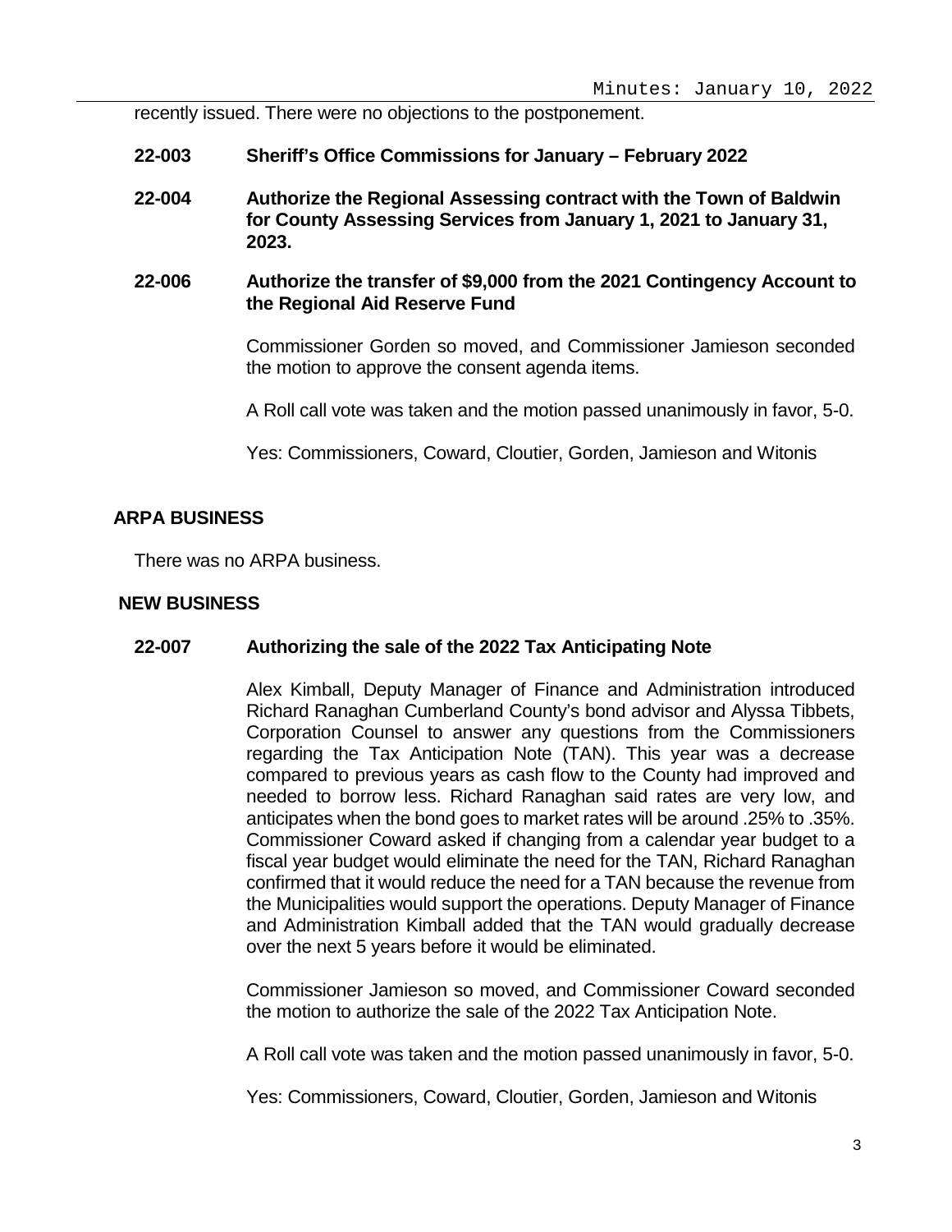recently issued. There were no objections to the postponement.

**22-003 Sheriff's Office Commissions for January – February 2022**

**22-004 Authorize the Regional Assessing contract with the Town of Baldwin for County Assessing Services from January 1, 2021 to January 31, 2023.**

**22-006 Authorize the transfer of $9,000 from the 2021 Contingency Account to the Regional Aid Reserve Fund**

Commissioner Gorden so moved, and Commissioner Jamieson seconded the motion to approve the consent agenda items.

A Roll call vote was taken and the motion passed unanimously in favor, 5-0.

Yes: Commissioners, Coward, Cloutier, Gorden, Jamieson and Witonis

## ARPA BUSINESS

There was no ARPA business.

## NEW BUSINESS

**22-007 Authorizing the sale of the 2022 Tax Anticipating Note**

Alex Kimball, Deputy Manager of Finance and Administration introduced Richard Ranaghan Cumberland County's bond advisor and Alyssa Tibbets, Corporation Counsel to answer any questions from the Commissioners regarding the Tax Anticipation Note (TAN). This year was a decrease compared to previous years as cash flow to the County had improved and needed to borrow less. Richard Ranaghan said rates are very low, and anticipates when the bond goes to market rates will be around .25% to .35%. Commissioner Coward asked if changing from a calendar year budget to a fiscal year budget would eliminate the need for the TAN, Richard Ranaghan confirmed that it would reduce the need for a TAN because the revenue from the Municipalities would support the operations. Deputy Manager of Finance and Administration Kimball added that the TAN would gradually decrease over the next 5 years before it would be eliminated.

Commissioner Jamieson so moved, and Commissioner Coward seconded the motion to authorize the sale of the 2022 Tax Anticipation Note.

A Roll call vote was taken and the motion passed unanimously in favor, 5-0.

Yes: Commissioners, Coward, Cloutier, Gorden, Jamieson and Witonis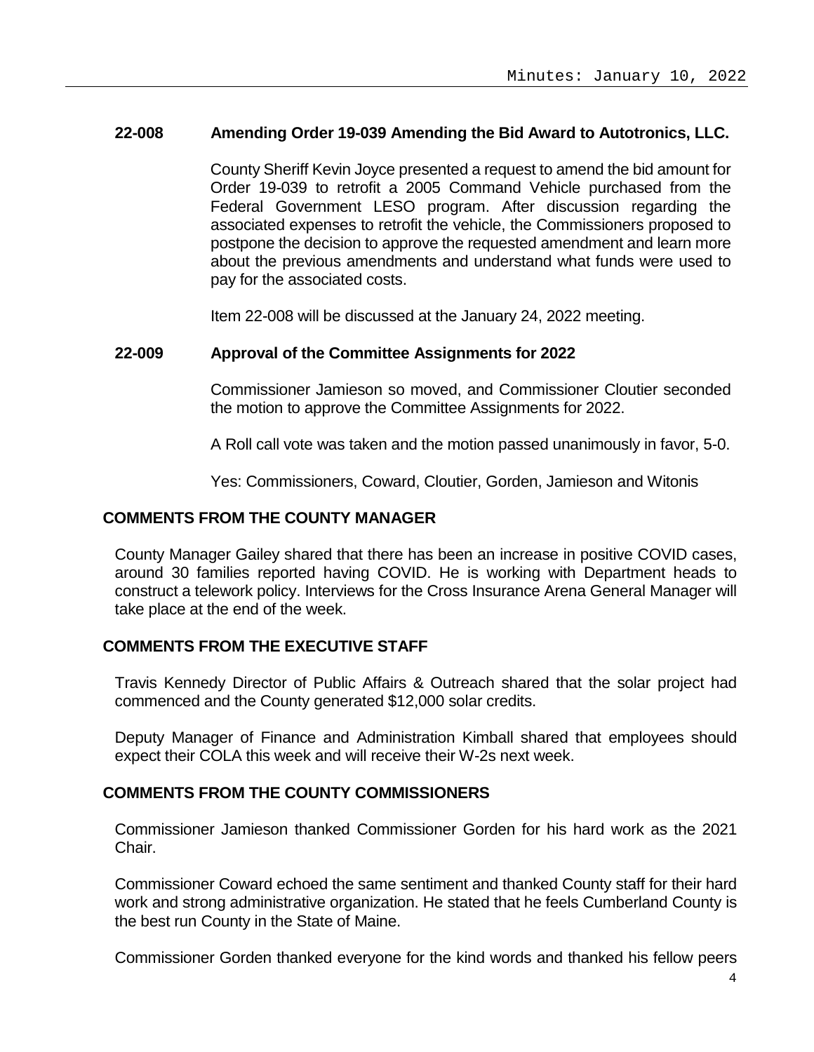**22-008 Amending Order 19-039 Amending the Bid Award to Autotronics, LLC.**

County Sheriff Kevin Joyce presented a request to amend the bid amount for Order 19-039 to retrofit a 2005 Command Vehicle purchased from the Federal Government LESO program. After discussion regarding the associated expenses to retrofit the vehicle, the Commissioners proposed to postpone the decision to approve the requested amendment and learn more about the previous amendments and understand what funds were used to pay for the associated costs.

Item 22-008 will be discussed at the January 24, 2022 meeting.

**22-009 Approval of the Committee Assignments for 2022**

Commissioner Jamieson so moved, and Commissioner Cloutier seconded the motion to approve the Committee Assignments for 2022.

A Roll call vote was taken and the motion passed unanimously in favor, 5-0.

Yes: Commissioners, Coward, Cloutier, Gorden, Jamieson and Witonis

## COMMENTS FROM THE COUNTY MANAGER

County Manager Gailey shared that there has been an increase in positive COVID cases, around 30 families reported having COVID. He is working with Department heads to construct a telework policy. Interviews for the Cross Insurance Arena General Manager will take place at the end of the week.

## COMMENTS FROM THE EXECUTIVE STAFF

Travis Kennedy Director of Public Affairs & Outreach shared that the solar project had commenced and the County generated $12,000 solar credits.

Deputy Manager of Finance and Administration Kimball shared that employees should expect their COLA this week and will receive their W-2s next week.

## COMMENTS FROM THE COUNTY COMMISSIONERS

Commissioner Jamieson thanked Commissioner Gorden for his hard work as the 2021 Chair.

Commissioner Coward echoed the same sentiment and thanked County staff for their hard work and strong administrative organization. He stated that he feels Cumberland County is the best run County in the State of Maine.

Commissioner Gorden thanked everyone for the kind words and thanked his fellow peers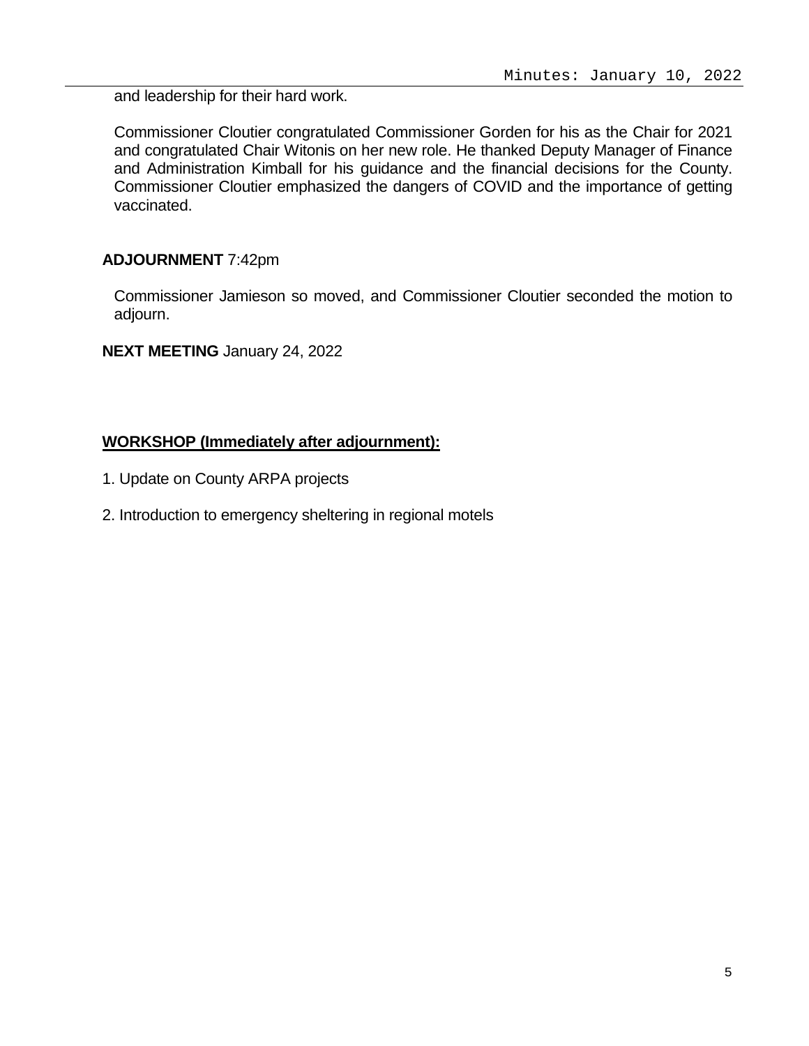and leadership for their hard work.

Commissioner Cloutier congratulated Commissioner Gorden for his as the Chair for 2021 and congratulated Chair Witonis on her new role. He thanked Deputy Manager of Finance and Administration Kimball for his guidance and the financial decisions for the County. Commissioner Cloutier emphasized the dangers of COVID and the importance of getting vaccinated.

**ADJOURNMENT** 7:42pm

Commissioner Jamieson so moved, and Commissioner Cloutier seconded the motion to adjourn.

**NEXT MEETING** January 24, 2022

**WORKSHOP (Immediately after adjournment):**

1. Update on County ARPA projects

2. Introduction to emergency sheltering in regional motels